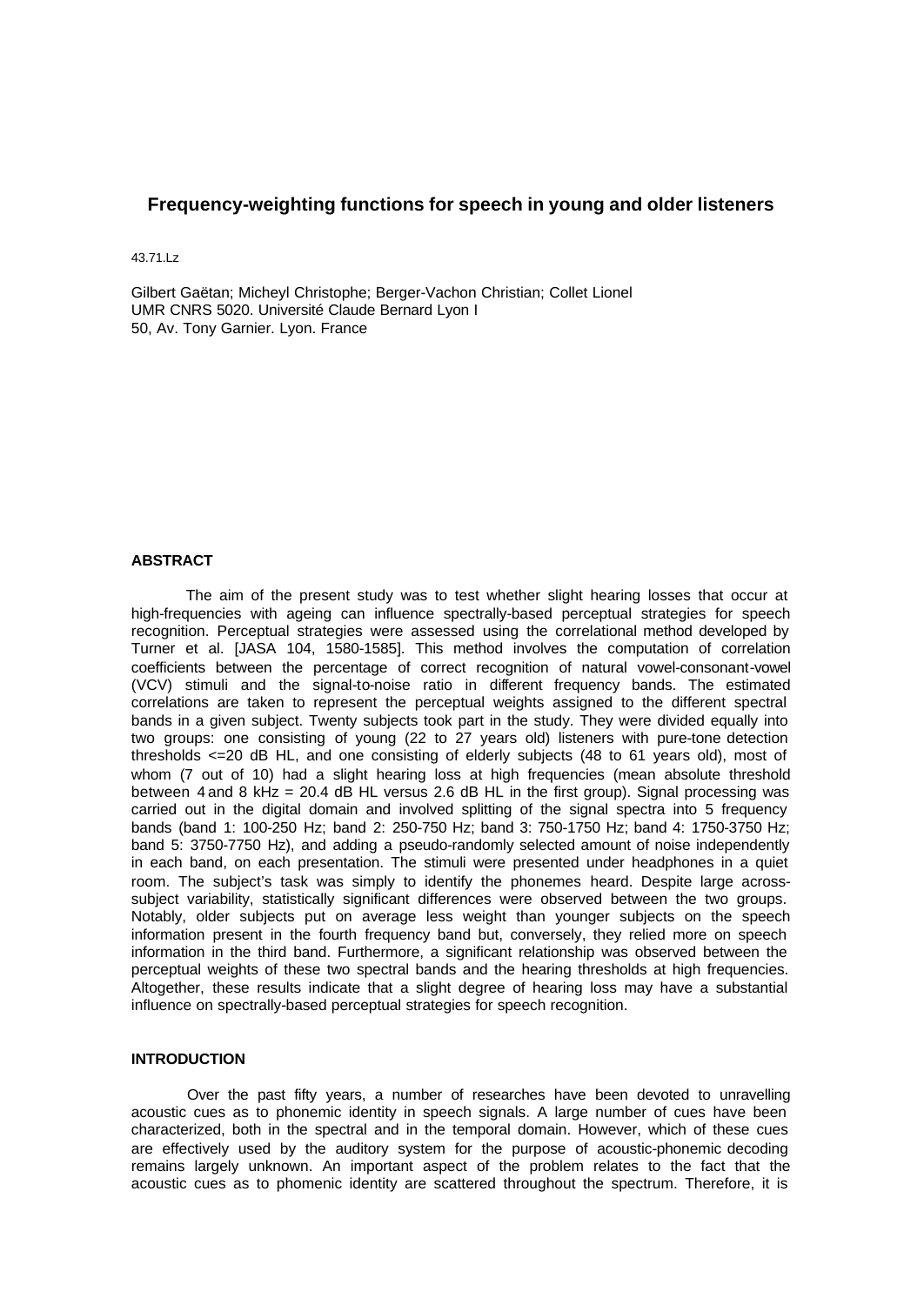# Frequency-weighting functions for speech in young and older listeners

43.71.Lz

Gilbert Gaëtan; Micheyl Christophe; Berger-Vachon Christian; Collet Lionel
UMR CNRS 5020. Université Claude Bernard Lyon I
50, Av. Tony Garnier. Lyon. France

## ABSTRACT

The aim of the present study was to test whether slight hearing losses that occur at high-frequencies with ageing can influence spectrally-based perceptual strategies for speech recognition. Perceptual strategies were assessed using the correlational method developed by Turner et al. [JASA 104, 1580-1585]. This method involves the computation of correlation coefficients between the percentage of correct recognition of natural vowel-consonant-vowel (VCV) stimuli and the signal-to-noise ratio in different frequency bands. The estimated correlations are taken to represent the perceptual weights assigned to the different spectral bands in a given subject. Twenty subjects took part in the study. They were divided equally into two groups: one consisting of young (22 to 27 years old) listeners with pure-tone detection thresholds <=20 dB HL, and one consisting of elderly subjects (48 to 61 years old), most of whom (7 out of 10) had a slight hearing loss at high frequencies (mean absolute threshold between 4 and 8 kHz = 20.4 dB HL versus 2.6 dB HL in the first group). Signal processing was carried out in the digital domain and involved splitting of the signal spectra into 5 frequency bands (band 1: 100-250 Hz; band 2: 250-750 Hz; band 3: 750-1750 Hz; band 4: 1750-3750 Hz; band 5: 3750-7750 Hz), and adding a pseudo-randomly selected amount of noise independently in each band, on each presentation. The stimuli were presented under headphones in a quiet room. The subject's task was simply to identify the phonemes heard. Despite large across-subject variability, statistically significant differences were observed between the two groups. Notably, older subjects put on average less weight than younger subjects on the speech information present in the fourth frequency band but, conversely, they relied more on speech information in the third band. Furthermore, a significant relationship was observed between the perceptual weights of these two spectral bands and the hearing thresholds at high frequencies. Altogether, these results indicate that a slight degree of hearing loss may have a substantial influence on spectrally-based perceptual strategies for speech recognition.

## INTRODUCTION

Over the past fifty years, a number of researches have been devoted to unravelling acoustic cues as to phonemic identity in speech signals. A large number of cues have been characterized, both in the spectral and in the temporal domain. However, which of these cues are effectively used by the auditory system for the purpose of acoustic-phonemic decoding remains largely unknown. An important aspect of the problem relates to the fact that the acoustic cues as to phomenic identity are scattered throughout the spectrum. Therefore, it is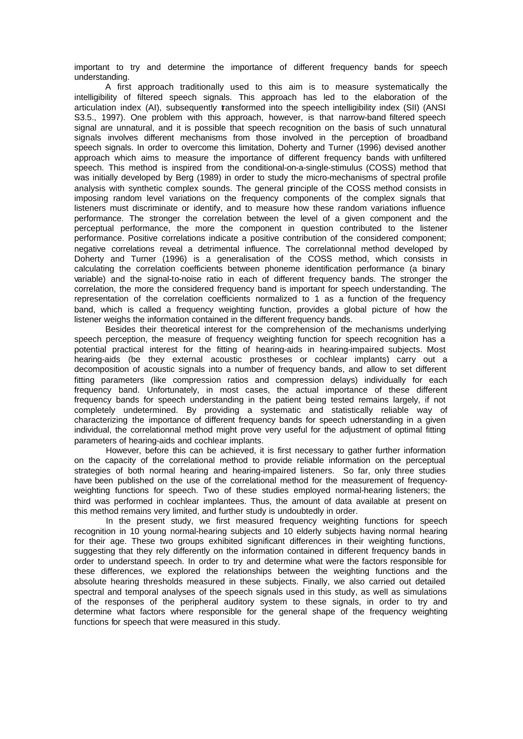important to try and determine the importance of different frequency bands for speech understanding.

A first approach traditionally used to this aim is to measure systematically the intelligibility of filtered speech signals. This approach has led to the elaboration of the articulation index (AI), subsequently transformed into the speech intelligibility index (SII) (ANSI S3.5., 1997). One problem with this approach, however, is that narrow-band filtered speech signal are unnatural, and it is possible that speech recognition on the basis of such unnatural signals involves different mechanisms from those involved in the perception of broadband speech signals. In order to overcome this limitation, Doherty and Turner (1996) devised another approach which aims to measure the importance of different frequency bands with unfiltered speech. This method is inspired from the conditional-on-a-single-stimulus (COSS) method that was initially developed by Berg (1989) in order to study the micro-mechanisms of spectral profile analysis with synthetic complex sounds. The general principle of the COSS method consists in imposing random level variations on the frequency components of the complex signals that listeners must discriminate or identify, and to measure how these random variations influence performance. The stronger the correlation between the level of a given component and the perceptual performance, the more the component in question contributed to the listener performance. Positive correlations indicate a positive contribution of the considered component; negative correlations reveal a detrimental influence. The correlationnal method developed by Doherty and Turner (1996) is a generalisation of the COSS method, which consists in calculating the correlation coefficients between phoneme identification performance (a binary variable) and the signal-to-noise ratio in each of different frequency bands. The stronger the correlation, the more the considered frequency band is important for speech understanding. The representation of the correlation coefficients normalized to 1 as a function of the frequency band, which is called a frequency weighting function, provides a global picture of how the listener weighs the information contained in the different frequency bands.

Besides their theoretical interest for the comprehension of the mechanisms underlying speech perception, the measure of frequency weighting function for speech recognition has a potential practical interest for the fitting of hearing-aids in hearing-impaired subjects. Most hearing-aids (be they external acoustic prostheses or cochlear implants) carry out a decomposition of acoustic signals into a number of frequency bands, and allow to set different fitting parameters (like compression ratios and compression delays) individually for each frequency band. Unfortunately, in most cases, the actual importance of these different frequency bands for speech understanding in the patient being tested remains largely, if not completely undetermined. By providing a systematic and statistically reliable way of characterizing the importance of different frequency bands for speech udnerstanding in a given individual, the correlationnal method might prove very useful for the adjustment of optimal fitting parameters of hearing-aids and cochlear implants.

However, before this can be achieved, it is first necessary to gather further information on the capacity of the correlational method to provide reliable information on the perceptual strategies of both normal hearing and hearing-impaired listeners. So far, only three studies have been published on the use of the correlational method for the measurement of frequency-weighting functions for speech. Two of these studies employed normal-hearing listeners; the third was performed in cochlear implantees. Thus, the amount of data available at present on this method remains very limited, and further study is undoubtedly in order.

In the present study, we first measured frequency weighting functions for speech recognition in 10 young normal-hearing subjects and 10 elderly subjects having normal hearing for their age. These two groups exhibited significant differences in their weighting functions, suggesting that they rely differently on the information contained in different frequency bands in order to understand speech. In order to try and determine what were the factors responsible for these differences, we explored the relationships between the weighting functions and the absolute hearing thresholds measured in these subjects. Finally, we also carried out detailed spectral and temporal analyses of the speech signals used in this study, as well as simulations of the responses of the peripheral auditory system to these signals, in order to try and determine what factors where responsible for the general shape of the frequency weighting functions for speech that were measured in this study.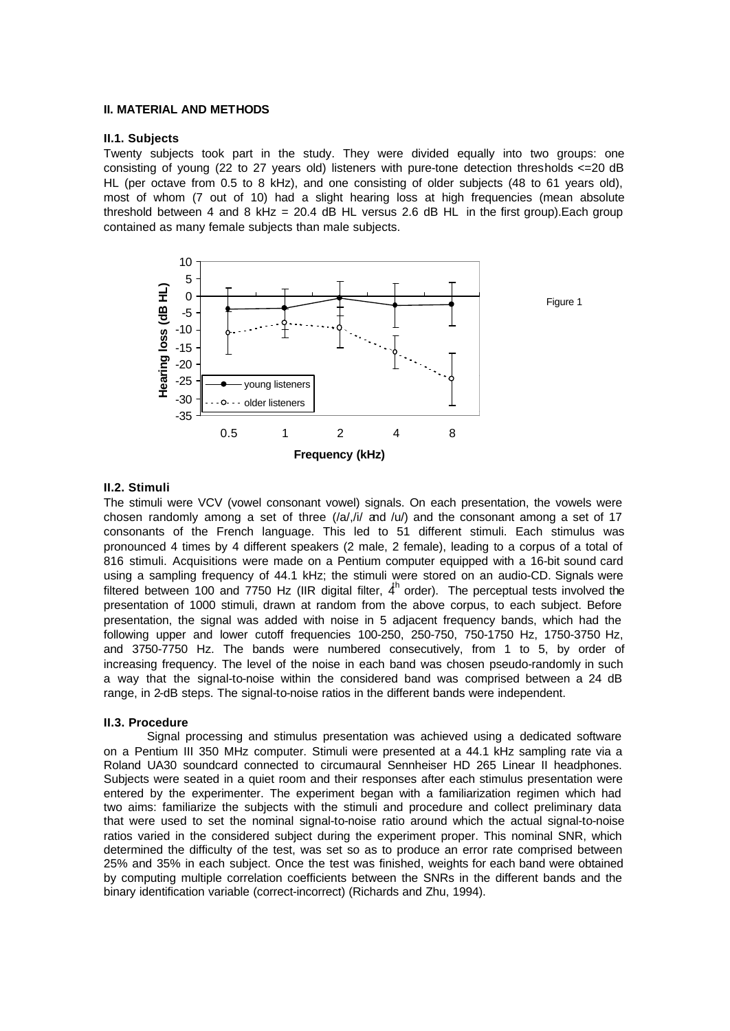## II. MATERIAL AND METHODS

### II.1. Subjects

Twenty subjects took part in the study. They were divided equally into two groups: one consisting of young (22 to 27 years old) listeners with pure-tone detection thresholds <=20 dB HL (per octave from 0.5 to 8 kHz), and one consisting of older subjects (48 to 61 years old), most of whom (7 out of 10) had a slight hearing loss at high frequencies (mean absolute threshold between 4 and 8 kHz = 20.4 dB HL versus 2.6 dB HL in the first group).Each group contained as many female subjects than male subjects.

Figure 1

### II.2. Stimuli

The stimuli were VCV (vowel consonant vowel) signals. On each presentation, the vowels were chosen randomly among a set of three (/a/,/i/ and /u/) and the consonant among a set of 17 consonants of the French language. This led to 51 different stimuli. Each stimulus was pronounced 4 times by 4 different speakers (2 male, 2 female), leading to a corpus of a total of 816 stimuli. Acquisitions were made on a Pentium computer equipped with a 16-bit sound card using a sampling frequency of 44.1 kHz; the stimuli were stored on an audio-CD. Signals were filtered between 100 and 7750 Hz (IIR digital filter, $4^{th}$ order). The perceptual tests involved the presentation of 1000 stimuli, drawn at random from the above corpus, to each subject. Before presentation, the signal was added with noise in 5 adjacent frequency bands, which had the following upper and lower cutoff frequencies 100-250, 250-750, 750-1750 Hz, 1750-3750 Hz, and 3750-7750 Hz. The bands were numbered consecutively, from 1 to 5, by order of increasing frequency. The level of the noise in each band was chosen pseudo-randomly in such a way that the signal-to-noise within the considered band was comprised between a 24 dB range, in 2-dB steps. The signal-to-noise ratios in the different bands were independent.

### II.3. Procedure

Signal processing and stimulus presentation was achieved using a dedicated software on a Pentium III 350 MHz computer. Stimuli were presented at a 44.1 kHz sampling rate via a Roland UA30 soundcard connected to circumaural Sennheiser HD 265 Linear II headphones. Subjects were seated in a quiet room and their responses after each stimulus presentation were entered by the experimenter. The experiment began with a familiarization regimen which had two aims: familiarize the subjects with the stimuli and procedure and collect preliminary data that were used to set the nominal signal-to-noise ratio around which the actual signal-to-noise ratios varied in the considered subject during the experiment proper. This nominal SNR, which determined the difficulty of the test, was set so as to produce an error rate comprised between 25% and 35% in each subject. Once the test was finished, weights for each band were obtained by computing multiple correlation coefficients between the SNRs in the different bands and the binary identification variable (correct-incorrect) (Richards and Zhu, 1994).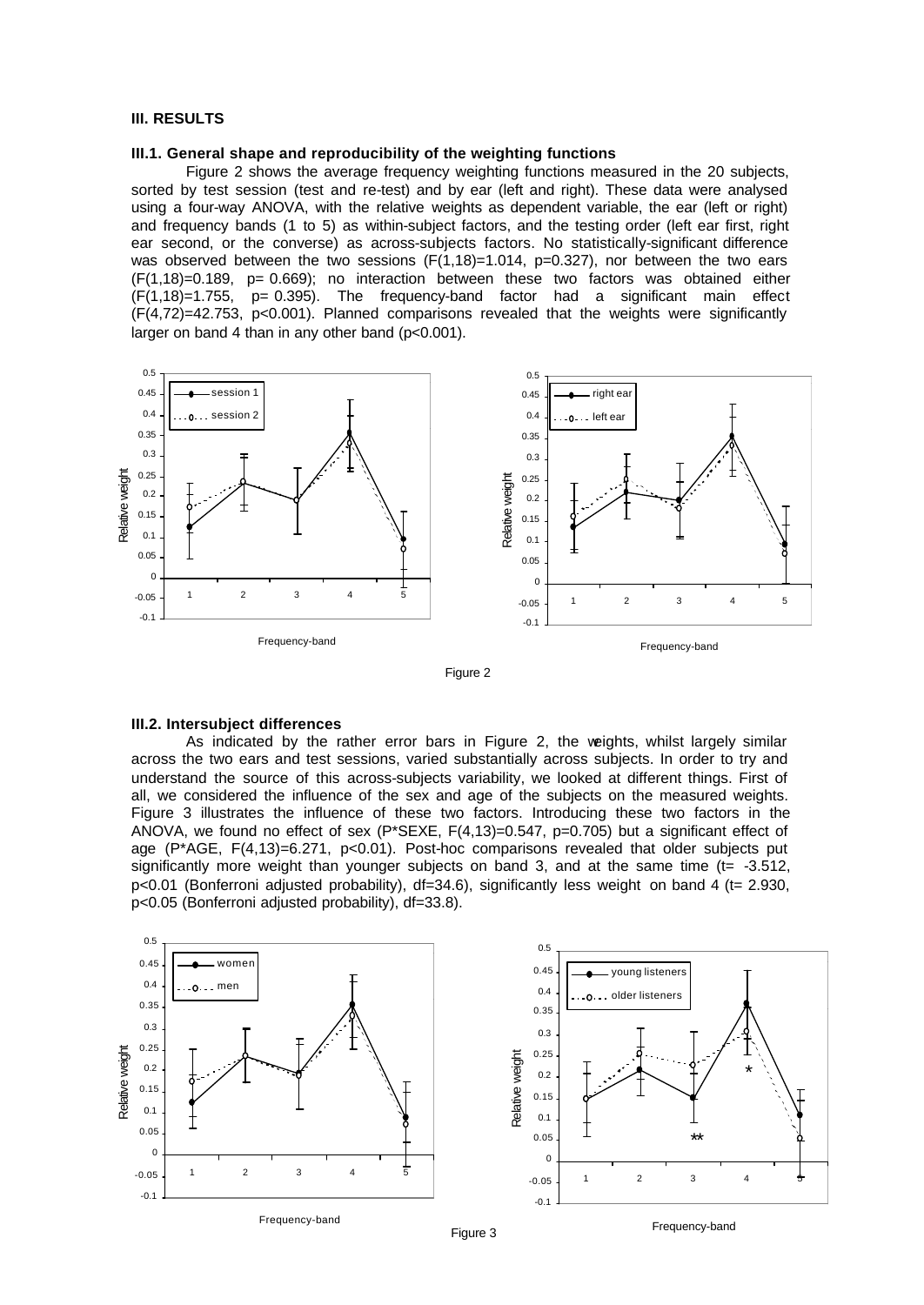### III. RESULTS

#### III.1. General shape and reproducibility of the weighting functions

Figure 2 shows the average frequency weighting functions measured in the 20 subjects, sorted by test session (test and re-test) and by ear (left and right). These data were analysed using a four-way ANOVA, with the relative weights as dependent variable, the ear (left or right) and frequency bands (1 to 5) as within-subject factors, and the testing order (left ear first, right ear second, or the converse) as across-subjects factors. No statistically-significant difference was observed between the two sessions ($F(1,18)=1.014$, $p=0.327$), nor between the two ears ($F(1,18)=0.189$, $p= 0.669$); no interaction between these two factors was obtained either ($F(1,18)=1.755$, $p= 0.395$). The frequency-band factor had a significant main effect ($F(4,72)=42.753$, $p<0.001$). Planned comparisons revealed that the weights were significantly larger on band 4 than in any other band ($p<0.001$).

Figure 2

#### III.2. Intersubject differences

As indicated by the rather error bars in Figure 2, the weights, whilst largely similar across the two ears and test sessions, varied substantially across subjects. In order to try and understand the source of this across-subjects variability, we looked at different things. First of all, we considered the influence of the sex and age of the subjects on the measured weights. Figure 3 illustrates the influence of these two factors. Introducing these two factors in the ANOVA, we found no effect of sex (P*SEXE, $F(4,13)=0.547$, $p=0.705$) but a significant effect of age (P*AGE, $F(4,13)=6.271$, $p<0.01$). Post-hoc comparisons revealed that older subjects put significantly more weight than younger subjects on band 3, and at the same time ($t= -3.512$, $p<0.01$ (Bonferroni adjusted probability), $df=34.6$), significantly less weight on band 4 ($t= 2.930$, $p<0.05$ (Bonferroni adjusted probability), $df=33.8$).

Figure 3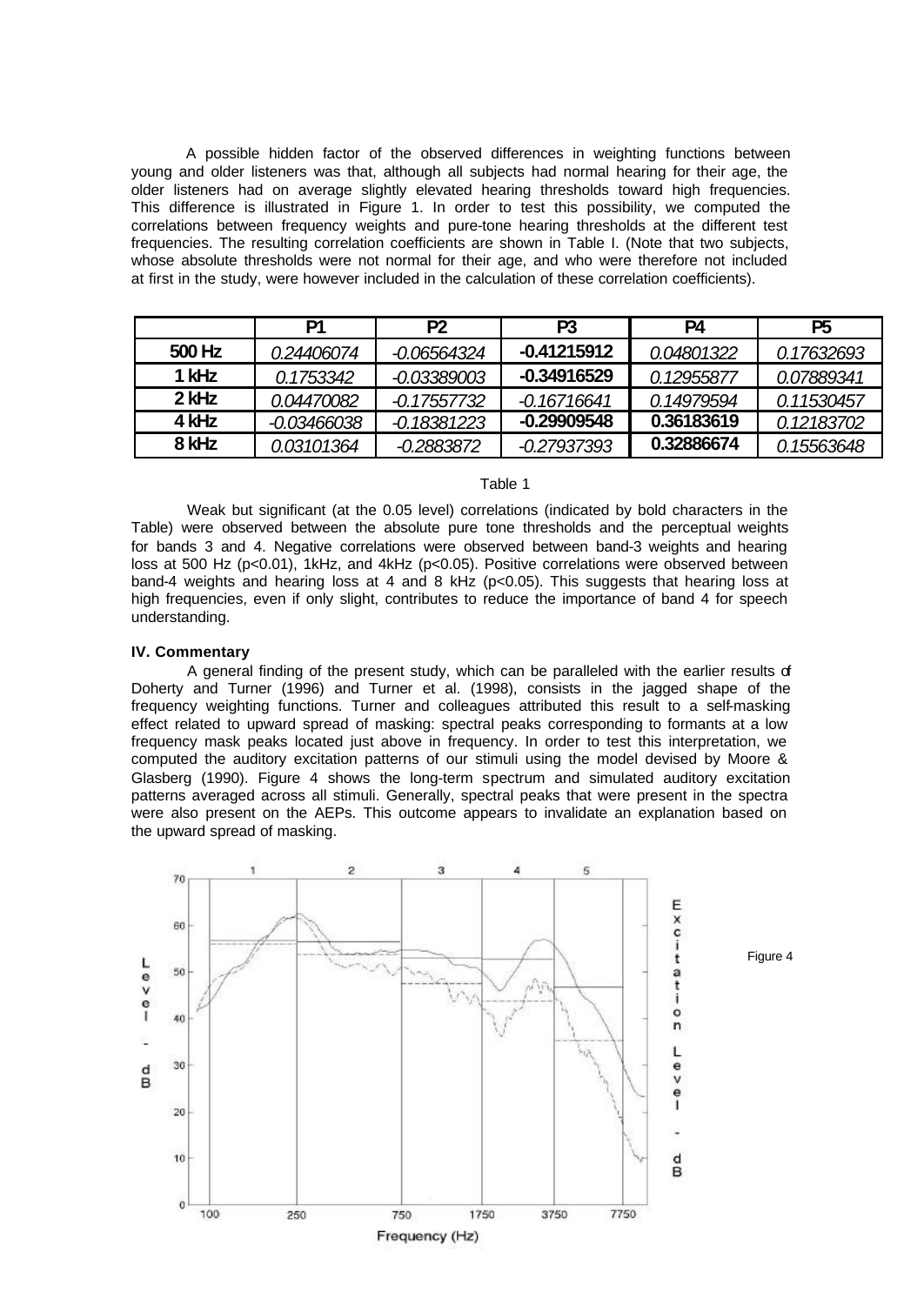A possible hidden factor of the observed differences in weighting functions between young and older listeners was that, although all subjects had normal hearing for their age, the older listeners had on average slightly elevated hearing thresholds toward high frequencies. This difference is illustrated in Figure 1. In order to test this possibility, we computed the correlations between frequency weights and pure-tone hearing thresholds at the different test frequencies. The resulting correlation coefficients are shown in Table I. (Note that two subjects, whose absolute thresholds were not normal for their age, and who were therefore not included at first in the study, were however included in the calculation of these correlation coefficients).

| | P1 | P2 | P3 | P4 | P5 |
|---|---|---|---|---|---|
| **500 Hz** | *0.24406074* | *-0.06564324* | **-0.41215912** | *0.04801322* | *0.17632693* |
| **1 kHz** | *0.1753342* | *-0.03389003* | **-0.34916529** | *0.12955877* | *0.07889341* |
| **2 kHz** | *0.04470082* | *-0.17557732* | *-0.16716641* | *0.14979594* | *0.11530457* |
| **4 kHz** | *-0.03466038* | *-0.18381223* | **-0.29909548** | **0.36183619** | *0.12183702* |
| **8 kHz** | *0.03101364* | *-0.2883872* | *-0.27937393* | **0.32886674** | *0.15563648* |

Table 1

Weak but significant (at the 0.05 level) correlations (indicated by bold characters in the Table) were observed between the absolute pure tone thresholds and the perceptual weights for bands 3 and 4. Negative correlations were observed between band-3 weights and hearing loss at 500 Hz ($p<0.01$), 1kHz, and 4kHz ($p<0.05$). Positive correlations were observed between band-4 weights and hearing loss at 4 and 8 kHz ($p<0.05$). This suggests that hearing loss at high frequencies, even if only slight, contributes to reduce the importance of band 4 for speech understanding.

### IV. Commentary

A general finding of the present study, which can be paralleled with the earlier results of Doherty and Turner (1996) and Turner et al. (1998), consists in the jagged shape of the frequency weighting functions. Turner and colleagues attributed this result to a self-masking effect related to upward spread of masking: spectral peaks corresponding to formants at a low frequency mask peaks located just above in frequency. In order to test this interpretation, we computed the auditory excitation patterns of our stimuli using the model devised by Moore & Glasberg (1990). Figure 4 shows the long-term spectrum and simulated auditory excitation patterns averaged across all stimuli. Generally, spectral peaks that were present in the spectra were also present on the AEPs. This outcome appears to invalidate an explanation based on the upward spread of masking.

Figure 4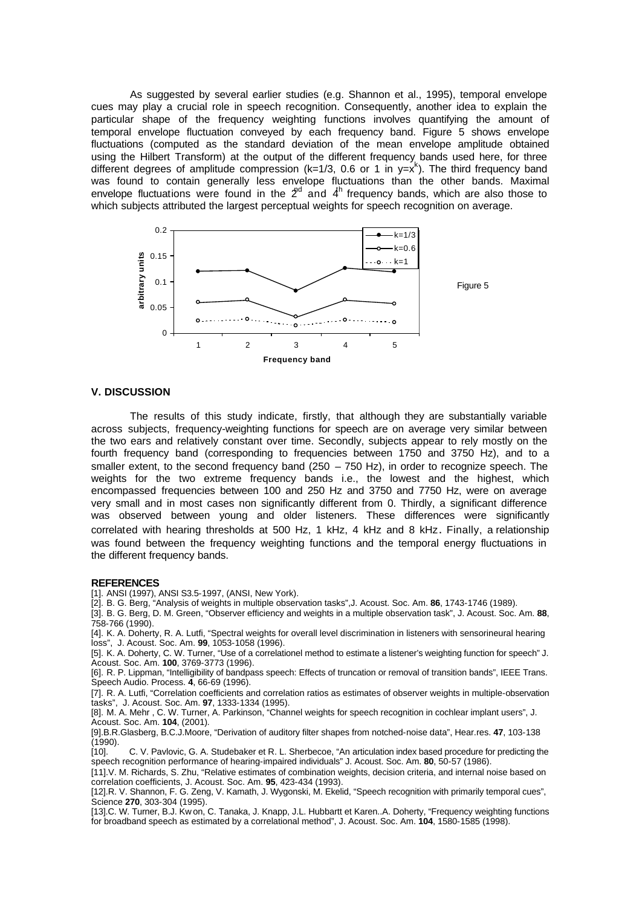As suggested by several earlier studies (e.g. Shannon et al., 1995), temporal envelope cues may play a crucial role in speech recognition. Consequently, another idea to explain the particular shape of the frequency weighting functions involves quantifying the amount of temporal envelope fluctuation conveyed by each frequency band. Figure 5 shows envelope fluctuations (computed as the standard deviation of the mean envelope amplitude obtained using the Hilbert Transform) at the output of the different frequency bands used here, for three different degrees of amplitude compression (k=1/3, 0.6 or 1 in $y=x^k$). The third frequency band was found to contain generally less envelope fluctuations than the other bands. Maximal envelope fluctuations were found in the 2nd and 4th frequency bands, which are also those to which subjects attributed the largest perceptual weights for speech recognition on average.

0.2
0.15
0.1
0.05
0
arbitrary units
1
2
3
4
5
Frequency band
k=1/3
k=0.6
k=1

Figure 5

## V. DISCUSSION

The results of this study indicate, firstly, that although they are substantially variable across subjects, frequency-weighting functions for speech are on average very similar between the two ears and relatively constant over time. Secondly, subjects appear to rely mostly on the fourth frequency band (corresponding to frequencies between 1750 and 3750 Hz), and to a smaller extent, to the second frequency band (250 – 750 Hz), in order to recognize speech. The weights for the two extreme frequency bands i.e., the lowest and the highest, which encompassed frequencies between 100 and 250 Hz and 3750 and 7750 Hz, were on average very small and in most cases non significantly different from 0. Thirdly, a significant difference was observed between young and older listeners. These differences were significantly correlated with hearing thresholds at 500 Hz, 1 kHz, 4 kHz and 8 kHz. Finally, a relationship was found between the frequency weighting functions and the temporal energy fluctuations in the different frequency bands.

### REFERENCES

[1]. ANSI (1997), ANSI S3.5-1997, (ANSI, New York).

[2]. B. G. Berg, "Analysis of weights in multiple observation tasks",J. Acoust. Soc. Am. **86**, 1743-1746 (1989).

[3]. B. G. Berg, D. M. Green, "Observer efficiency and weights in a multiple observation task", J. Acoust. Soc. Am. **88**, 758-766 (1990).

[4]. K. A. Doherty, R. A. Lutfi, "Spectral weights for overall level discrimination in listeners with sensorineural hearing loss", J. Acoust. Soc. Am. **99**, 1053-1058 (1996).

[5]. K. A. Doherty, C. W. Turner, "Use of a correlationel method to estimate a listener's weighting function for speech" J. Acoust. Soc. Am. **100**, 3769-3773 (1996).

[6]. R. P. Lippman, "Intelligibility of bandpass speech: Effects of truncation or removal of transition bands", IEEE Trans. Speech Audio. Process. **4**, 66-69 (1996).

[7]. R. A. Lutfi, "Correlation coefficients and correlation ratios as estimates of observer weights in multiple-observation tasks", J. Acoust. Soc. Am. **97**, 1333-1334 (1995).

[8]. M. A. Mehr , C. W. Turner, A. Parkinson, "Channel weights for speech recognition in cochlear implant users", J. Acoust. Soc. Am. **104**, (2001).

[9].B.R.Glasberg, B.C.J.Moore, "Derivation of auditory filter shapes from notched-noise data", Hear.res. **47**, 103-138 (1990).

[10]. C. V. Pavlovic, G. A. Studebaker et R. L. Sherbecoe, "An articulation index based procedure for predicting the speech recognition performance of hearing-impaired individuals" J. Acoust. Soc. Am. **80**, 50-57 (1986).

[11].V. M. Richards, S. Zhu, "Relative estimates of combination weights, decision criteria, and internal noise based on correlation coefficients, J. Acoust. Soc. Am. **95**, 423-434 (1993).

[12].R. V. Shannon, F. G. Zeng, V. Kamath, J. Wygonski, M. Ekelid, "Speech recognition with primarily temporal cues", Science **270**, 303-304 (1995).

[13].C. W. Turner, B.J. Kw on, C. Tanaka, J. Knapp, J.L. Hubbartt et Karen..A. Doherty, "Frequency weighting functions for broadband speech as estimated by a correlational method", J. Acoust. Soc. Am. **104**, 1580-1585 (1998).